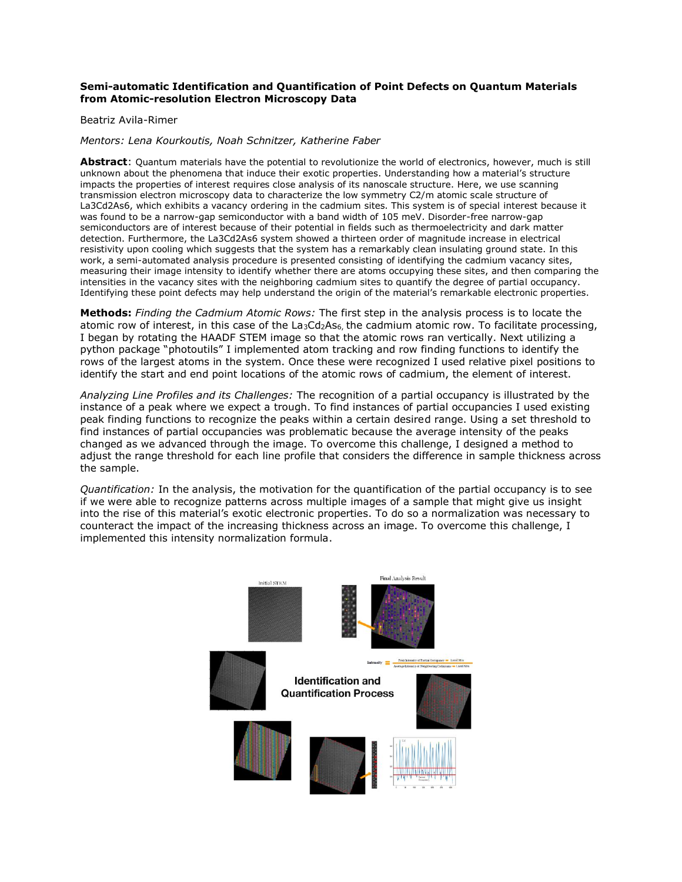**Semi-automatic Identification and Quantification of Point Defects on Quantum Materials from Atomic-resolution Electron Microscopy Data**

Beatriz Avila-Rimer

*Mentors: Lena Kourkoutis, Noah Schnitzer, Katherine Faber*

**Abstract**: Quantum materials have the potential to revolutionize the world of electronics, however, much is still unknown about the phenomena that induce their exotic properties. Understanding how a material's structure impacts the properties of interest requires close analysis of its nanoscale structure. Here, we use scanning transmission electron microscopy data to characterize the low symmetry C2/m atomic scale structure of La3Cd2As6, which exhibits a vacancy ordering in the cadmium sites. This system is of special interest because it was found to be a narrow-gap semiconductor with a band width of 105 meV. Disorder-free narrow-gap semiconductors are of interest because of their potential in fields such as thermoelectricity and dark matter detection. Furthermore, the La3Cd2As6 system showed a thirteen order of magnitude increase in electrical resistivity upon cooling which suggests that the system has a remarkably clean insulating ground state. In this work, a semi-automated analysis procedure is presented consisting of identifying the cadmium vacancy sites, measuring their image intensity to identify whether there are atoms occupying these sites, and then comparing the intensities in the vacancy sites with the neighboring cadmium sites to quantify the degree of partial occupancy. Identifying these point defects may help understand the origin of the material's remarkable electronic properties.

**Methods:** *Finding the Cadmium Atomic Rows:* The first step in the analysis process is to locate the atomic row of interest, in this case of the $La_3Cd_2As_6$, the cadmium atomic row. To facilitate processing, I began by rotating the HAADF STEM image so that the atomic rows ran vertically. Next utilizing a python package "photoutils" I implemented atom tracking and row finding functions to identify the rows of the largest atoms in the system. Once these were recognized I used relative pixel positions to identify the start and end point locations of the atomic rows of cadmium, the element of interest.

*Analyzing Line Profiles and its Challenges:* The recognition of a partial occupancy is illustrated by the instance of a peak where we expect a trough. To find instances of partial occupancies I used existing peak finding functions to recognize the peaks within a certain desired range. Using a set threshold to find instances of partial occupancies was problematic because the average intensity of the peaks changed as we advanced through the image. To overcome this challenge, I designed a method to adjust the range threshold for each line profile that considers the difference in sample thickness across the sample.

*Quantification:* In the analysis, the motivation for the quantification of the partial occupancy is to see if we were able to recognize patterns across multiple images of a sample that might give us insight into the rise of this material's exotic electronic properties. To do so a normalization was necessary to counteract the impact of the increasing thickness across an image. To overcome this challenge, I implemented this intensity normalization formula.

Initial STEM

Final Analysis Result

Intensity = Peak Intensity of Partial Occupancy − Local Min / Average Intensity of Neighboring Cadmiums − Local Min

Identification and Quantification Process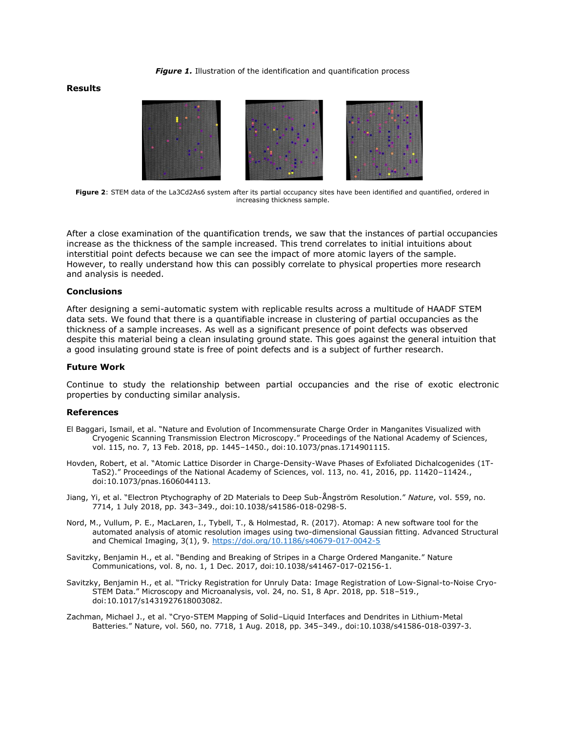***Figure 1.*** Illustration of the identification and quantification process

## Results

**Figure 2**: STEM data of the $La_3Cd_2As_6$ system after its partial occupancy sites have been identified and quantified, ordered in increasing thickness sample.

After a close examination of the quantification trends, we saw that the instances of partial occupancies increase as the thickness of the sample increased. This trend correlates to initial intuitions about interstitial point defects because we can see the impact of more atomic layers of the sample. However, to really understand how this can possibly correlate to physical properties more research and analysis is needed.

## Conclusions

After designing a semi-automatic system with replicable results across a multitude of HAADF STEM data sets. We found that there is a quantifiable increase in clustering of partial occupancies as the thickness of a sample increases. As well as a significant presence of point defects was observed despite this material being a clean insulating ground state. This goes against the general intuition that a good insulating ground state is free of point defects and is a subject of further research.

## Future Work

Continue to study the relationship between partial occupancies and the rise of exotic electronic properties by conducting similar analysis.

## References

El Baggari, Ismail, et al. "Nature and Evolution of Incommensurate Charge Order in Manganites Visualized with Cryogenic Scanning Transmission Electron Microscopy." Proceedings of the National Academy of Sciences, vol. 115, no. 7, 13 Feb. 2018, pp. 1445–1450., doi:10.1073/pnas.1714901115.

Hovden, Robert, et al. "Atomic Lattice Disorder in Charge-Density-Wave Phases of Exfoliated Dichalcogenides (1T-$TaS_2$)." Proceedings of the National Academy of Sciences, vol. 113, no. 41, 2016, pp. 11420–11424., doi:10.1073/pnas.1606044113.

Jiang, Yi, et al. "Electron Ptychography of 2D Materials to Deep Sub-Ångström Resolution." *Nature*, vol. 559, no. 7714, 1 July 2018, pp. 343–349., doi:10.1038/s41586-018-0298-5.

Nord, M., Vullum, P. E., MacLaren, I., Tybell, T., & Holmestad, R. (2017). Atomap: A new software tool for the automated analysis of atomic resolution images using two-dimensional Gaussian fitting. Advanced Structural and Chemical Imaging, 3(1), 9. https://doi.org/10.1186/s40679-017-0042-5

Savitzky, Benjamin H., et al. "Bending and Breaking of Stripes in a Charge Ordered Manganite." Nature Communications, vol. 8, no. 1, 1 Dec. 2017, doi:10.1038/s41467-017-02156-1.

Savitzky, Benjamin H., et al. "Tricky Registration for Unruly Data: Image Registration of Low-Signal-to-Noise Cryo-STEM Data." Microscopy and Microanalysis, vol. 24, no. S1, 8 Apr. 2018, pp. 518–519., doi:10.1017/s1431927618003082.

Zachman, Michael J., et al. "Cryo-STEM Mapping of Solid–Liquid Interfaces and Dendrites in Lithium-Metal Batteries." Nature, vol. 560, no. 7718, 1 Aug. 2018, pp. 345–349., doi:10.1038/s41586-018-0397-3.